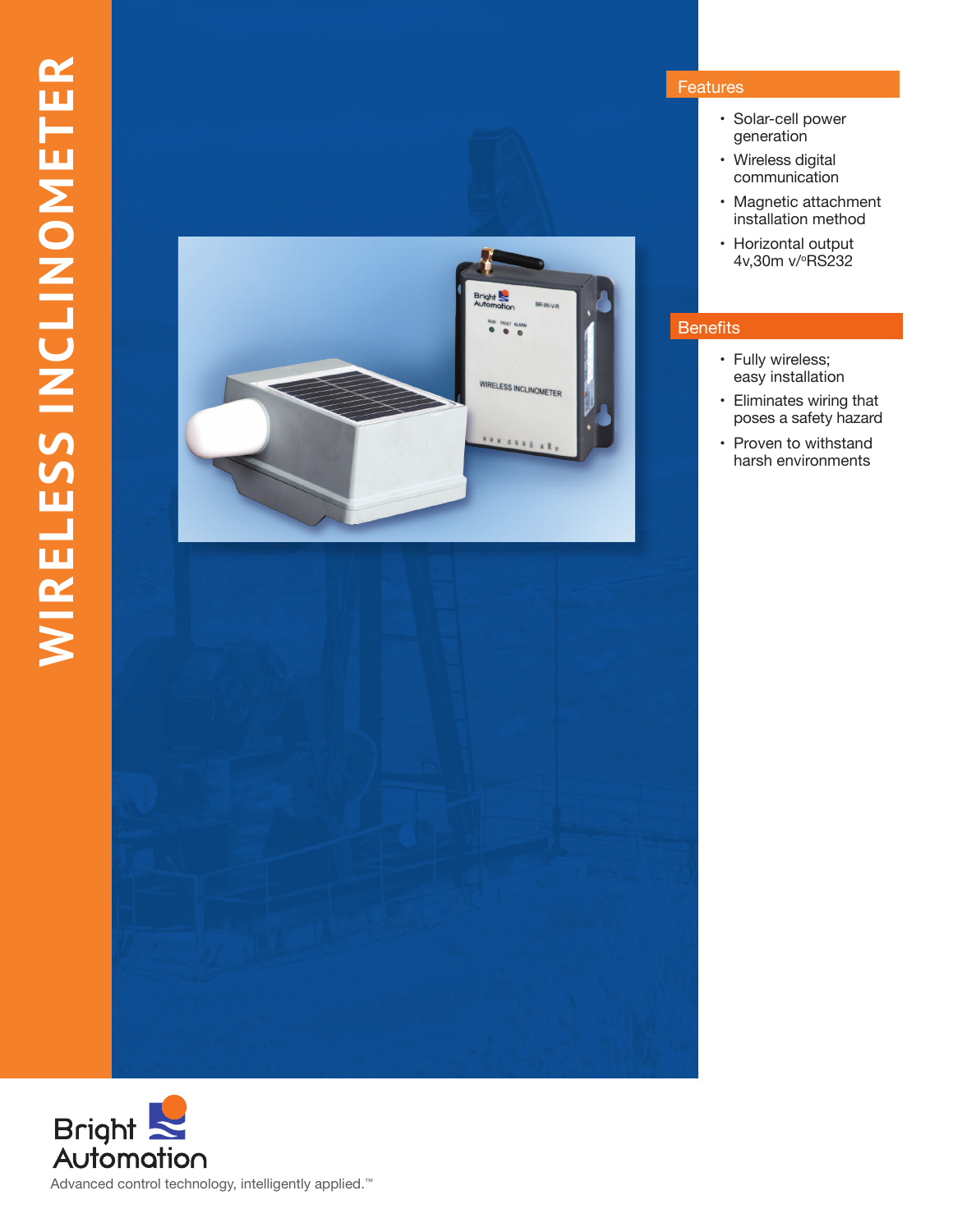# WIRELESS INCLINOMETER

## Features

- Solar-cell power generation
- Wireless digital communication
- Magnetic attachment installation method
- Horizontal output 4v,30m v/°RS232

## Benefits

- Fully wireless; easy installation
- Eliminates wiring that poses a safety hazard
- Proven to withstand harsh environments

Bright Automation

Advanced control technology, intelligently applied.™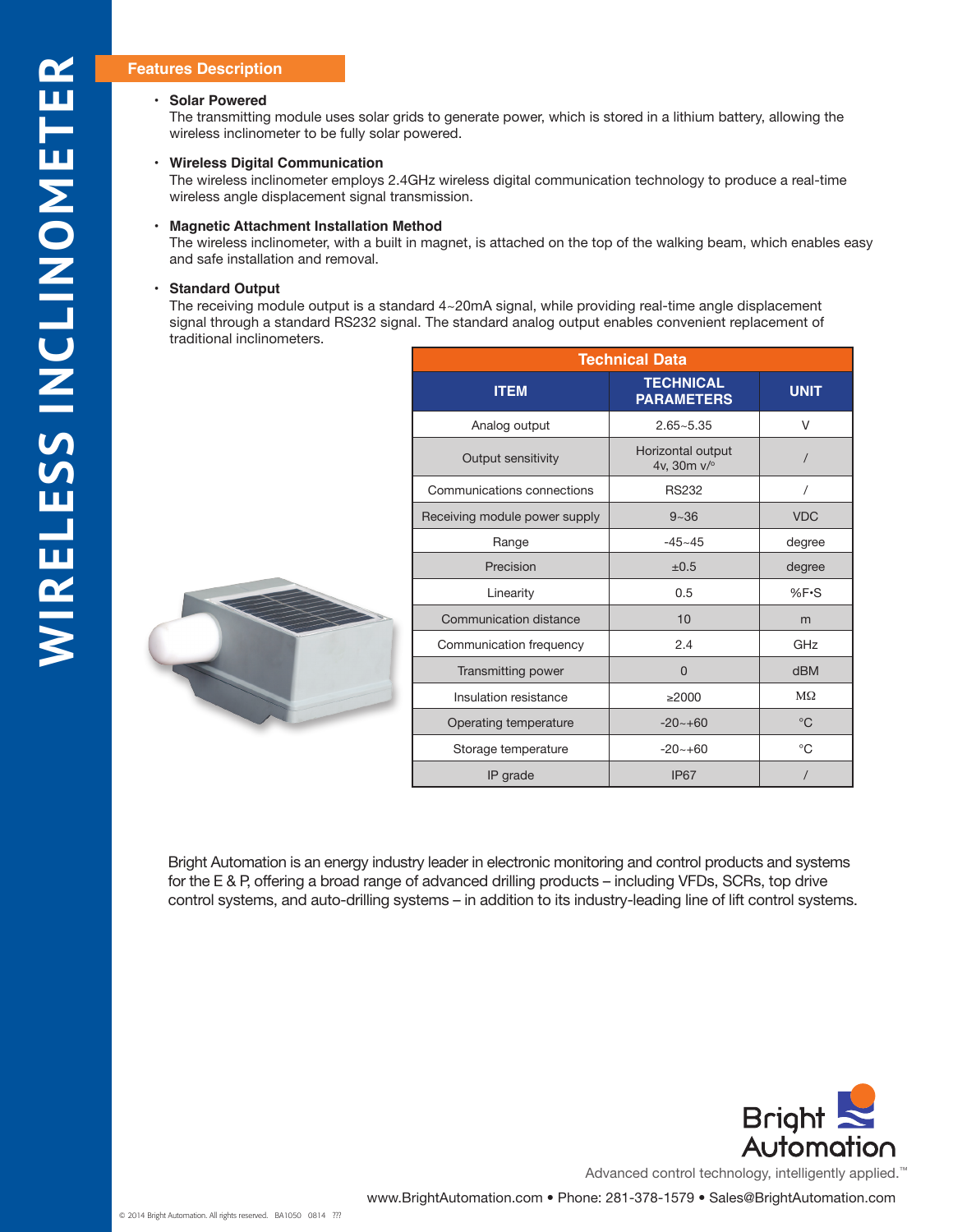# WIRELESS INCLINOMETER

## Features Description

- **Solar Powered**
  The transmitting module uses solar grids to generate power, which is stored in a lithium battery, allowing the wireless inclinometer to be fully solar powered.

- **Wireless Digital Communication**
  The wireless inclinometer employs 2.4GHz wireless digital communication technology to produce a real-time wireless angle displacement signal transmission.

- **Magnetic Attachment Installation Method**
  The wireless inclinometer, with a built in magnet, is attached on the top of the walking beam, which enables easy and safe installation and removal.

- **Standard Output**
  The receiving module output is a standard 4~20mA signal, while providing real-time angle displacement signal through a standard RS232 signal. The standard analog output enables convenient replacement of traditional inclinometers.

**Technical Data**

| ITEM | TECHNICAL PARAMETERS | UNIT |
|---|---|---|
| Analog output | 2.65~5.35 | V |
| Output sensitivity | Horizontal output 4v, 30m v/° | / |
| Communications connections | RS232 | / |
| Receiving module power supply | 9~36 | VDC |
| Range | -45~45 | degree |
| Precision | ±0.5 | degree |
| Linearity | 0.5 | %F•S |
| Communication distance | 10 | m |
| Communication frequency | 2.4 | GHz |
| Transmitting power | 0 | dBM |
| Insulation resistance | ≥2000 | MΩ |
| Operating temperature | -20~+60 | °C |
| Storage temperature | -20~+60 | °C |
| IP grade | IP67 | / |

Bright Automation is an energy industry leader in electronic monitoring and control products and systems for the E & P, offering a broad range of advanced drilling products – including VFDs, SCRs, top drive control systems, and auto-drilling systems – in addition to its industry-leading line of lift control systems.

Bright Automation

Advanced control technology, intelligently applied.™

www.BrightAutomation.com • Phone: 281-378-1579 • Sales@BrightAutomation.com

© 2014 Bright Automation. All rights reserved. BA1050 0814 ???